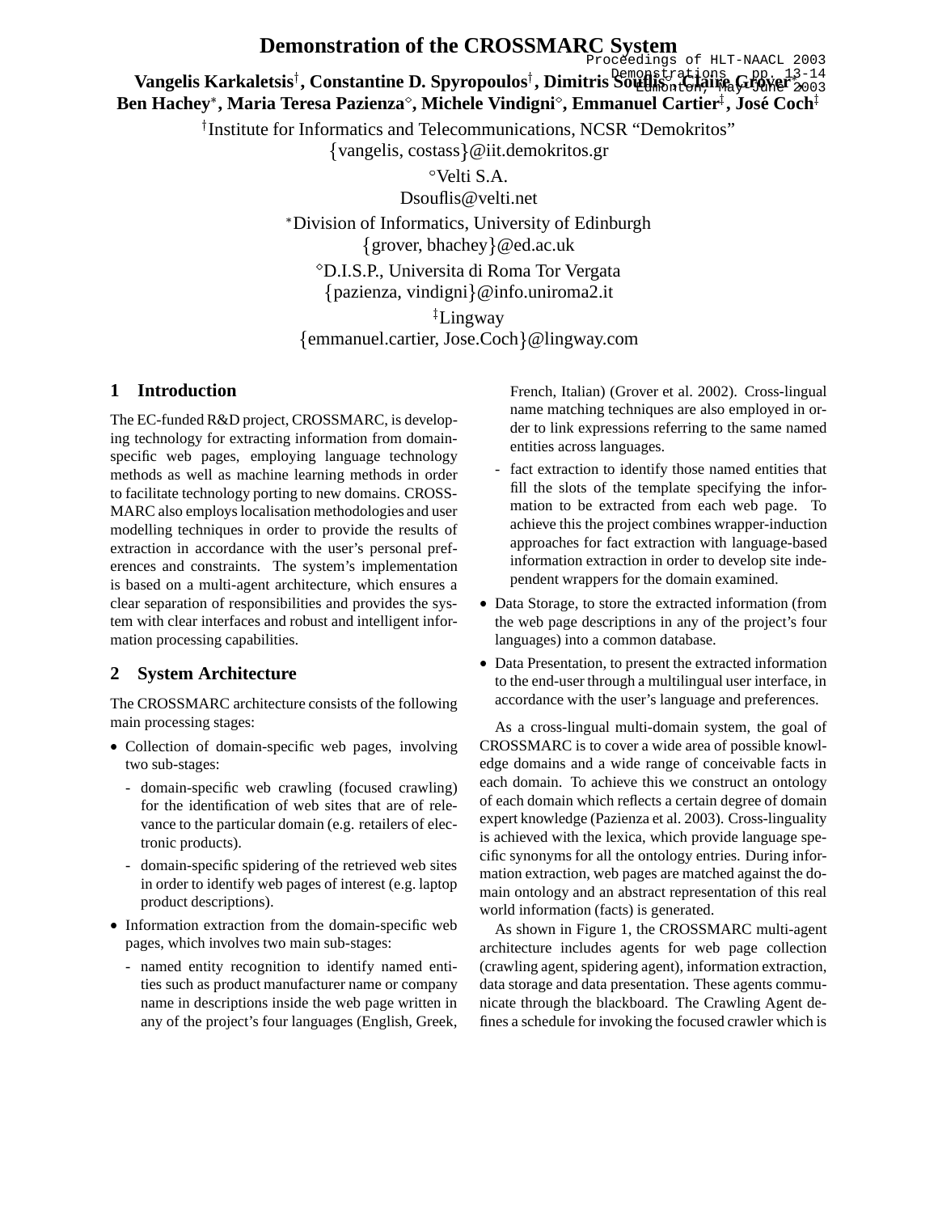# Demonstration of the CROSSMARC System

**Vangelis Karkaletsis[†], Constantine D. Spyropoulos[†], Dimitris Souflis[◦], Claire Grover[*], Ben Hachey[*], Maria Teresa Pazienza[⋄], Michele Vindigni[⋄], Emmanuel Cartier[‡], José Coch[‡]**

[†]Institute for Informatics and Telecommunications, NCSR "Demokritos"
{vangelis, costass}@iit.demokritos.gr

[◦]Velti S.A.
Dsouflis@velti.net

[*]Division of Informatics, University of Edinburgh
{grover, bhachey}@ed.ac.uk

[⋄]D.I.S.P., Universita di Roma Tor Vergata
{pazienza, vindigni}@info.uniroma2.it

[‡]Lingway
{emmanuel.cartier, Jose.Coch}@lingway.com

## 1 Introduction

The EC-funded R&D project, CROSSMARC, is developing technology for extracting information from domain-specific web pages, employing language technology methods as well as machine learning methods in order to facilitate technology porting to new domains. CROSSMARC also employs localisation methodologies and user modelling techniques in order to provide the results of extraction in accordance with the user's personal preferences and constraints. The system's implementation is based on a multi-agent architecture, which ensures a clear separation of responsibilities and provides the system with clear interfaces and robust and intelligent information processing capabilities.

## 2 System Architecture

The CROSSMARC architecture consists of the following main processing stages:

- Collection of domain-specific web pages, involving two sub-stages:
  - domain-specific web crawling (focused crawling) for the identification of web sites that are of relevance to the particular domain (e.g. retailers of electronic products).
  - domain-specific spidering of the retrieved web sites in order to identify web pages of interest (e.g. laptop product descriptions).
- Information extraction from the domain-specific web pages, which involves two main sub-stages:
  - named entity recognition to identify named entities such as product manufacturer name or company name in descriptions inside the web page written in any of the project's four languages (English, Greek, French, Italian) (Grover et al. 2002). Cross-lingual name matching techniques are also employed in order to link expressions referring to the same named entities across languages.
  - fact extraction to identify those named entities that fill the slots of the template specifying the information to be extracted from each web page. To achieve this the project combines wrapper-induction approaches for fact extraction with language-based information extraction in order to develop site independent wrappers for the domain examined.
- Data Storage, to store the extracted information (from the web page descriptions in any of the project's four languages) into a common database.
- Data Presentation, to present the extracted information to the end-user through a multilingual user interface, in accordance with the user's language and preferences.

As a cross-lingual multi-domain system, the goal of CROSSMARC is to cover a wide area of possible knowledge domains and a wide range of conceivable facts in each domain. To achieve this we construct an ontology of each domain which reflects a certain degree of domain expert knowledge (Pazienza et al. 2003). Cross-linguality is achieved with the lexica, which provide language specific synonyms for all the ontology entries. During information extraction, web pages are matched against the domain ontology and an abstract representation of this real world information (facts) is generated.

As shown in Figure 1, the CROSSMARC multi-agent architecture includes agents for web page collection (crawling agent, spidering agent), information extraction, data storage and data presentation. These agents communicate through the blackboard. The Crawling Agent defines a schedule for invoking the focused crawler which is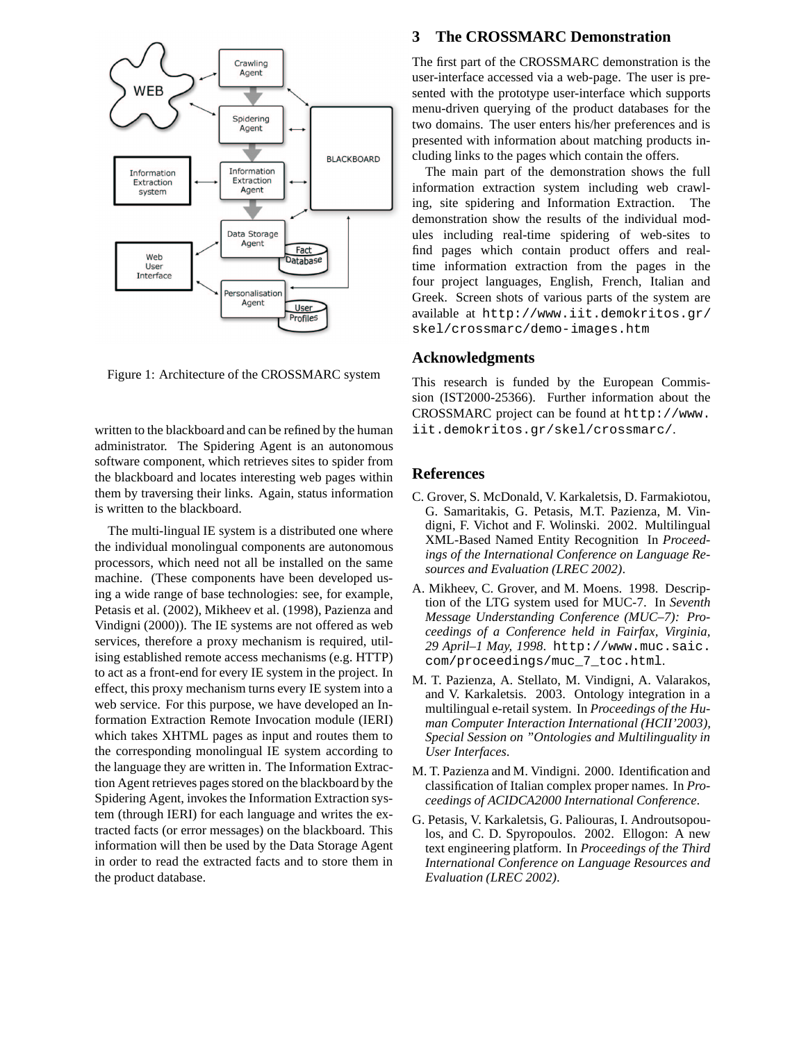Figure 1: Architecture of the CROSSMARC system

written to the blackboard and can be refined by the human administrator. The Spidering Agent is an autonomous software component, which retrieves sites to spider from the blackboard and locates interesting web pages within them by traversing their links. Again, status information is written to the blackboard.

The multi-lingual IE system is a distributed one where the individual monolingual components are autonomous processors, which need not all be installed on the same machine. (These components have been developed using a wide range of base technologies: see, for example, Petasis et al. (2002), Mikheev et al. (1998), Pazienza and Vindigni (2000)). The IE systems are not offered as web services, therefore a proxy mechanism is required, utilising established remote access mechanisms (e.g. HTTP) to act as a front-end for every IE system in the project. In effect, this proxy mechanism turns every IE system into a web service. For this purpose, we have developed an Information Extraction Remote Invocation module (IERI) which takes XHTML pages as input and routes them to the corresponding monolingual IE system according to the language they are written in. The Information Extraction Agent retrieves pages stored on the blackboard by the Spidering Agent, invokes the Information Extraction system (through IERI) for each language and writes the extracted facts (or error messages) on the blackboard. This information will then be used by the Data Storage Agent in order to read the extracted facts and to store them in the product database.

## 3 The CROSSMARC Demonstration

The first part of the CROSSMARC demonstration is the user-interface accessed via a web-page. The user is presented with the prototype user-interface which supports menu-driven querying of the product databases for the two domains. The user enters his/her preferences and is presented with information about matching products including links to the pages which contain the offers.

The main part of the demonstration shows the full information extraction system including web crawling, site spidering and Information Extraction. The demonstration show the results of the individual modules including real-time spidering of web-sites to find pages which contain product offers and real-time information extraction from the pages in the four project languages, English, French, Italian and Greek. Screen shots of various parts of the system are available at http://www.iit.demokritos.gr/skel/crossmarc/demo-images.htm

## Acknowledgments

This research is funded by the European Commission (IST2000-25366). Further information about the CROSSMARC project can be found at http://www.iit.demokritos.gr/skel/crossmarc/.

## References

C. Grover, S. McDonald, V. Karkaletsis, D. Farmakiotou, G. Samaritakis, G. Petasis, M.T. Pazienza, M. Vindigni, F. Vichot and F. Wolinski. 2002. Multilingual XML-Based Named Entity Recognition In *Proceedings of the International Conference on Language Resources and Evaluation (LREC 2002)*.

A. Mikheev, C. Grover, and M. Moens. 1998. Description of the LTG system used for MUC-7. In *Seventh Message Understanding Conference (MUC–7): Proceedings of a Conference held in Fairfax, Virginia, 29 April–1 May, 1998*. http://www.muc.saic.com/proceedings/muc_7_toc.html.

M. T. Pazienza, A. Stellato, M. Vindigni, A. Valarakos, and V. Karkaletsis. 2003. Ontology integration in a multilingual e-retail system. In *Proceedings of the Human Computer Interaction International (HCII'2003), Special Session on "Ontologies and Multilinguality in User Interfaces*.

M. T. Pazienza and M. Vindigni. 2000. Identification and classification of Italian complex proper names. In *Proceedings of ACIDCA2000 International Conference*.

G. Petasis, V. Karkaletsis, G. Paliouras, I. Androutsopoulos, and C. D. Spyropoulos. 2002. Ellogon: A new text engineering platform. In *Proceedings of the Third International Conference on Language Resources and Evaluation (LREC 2002)*.